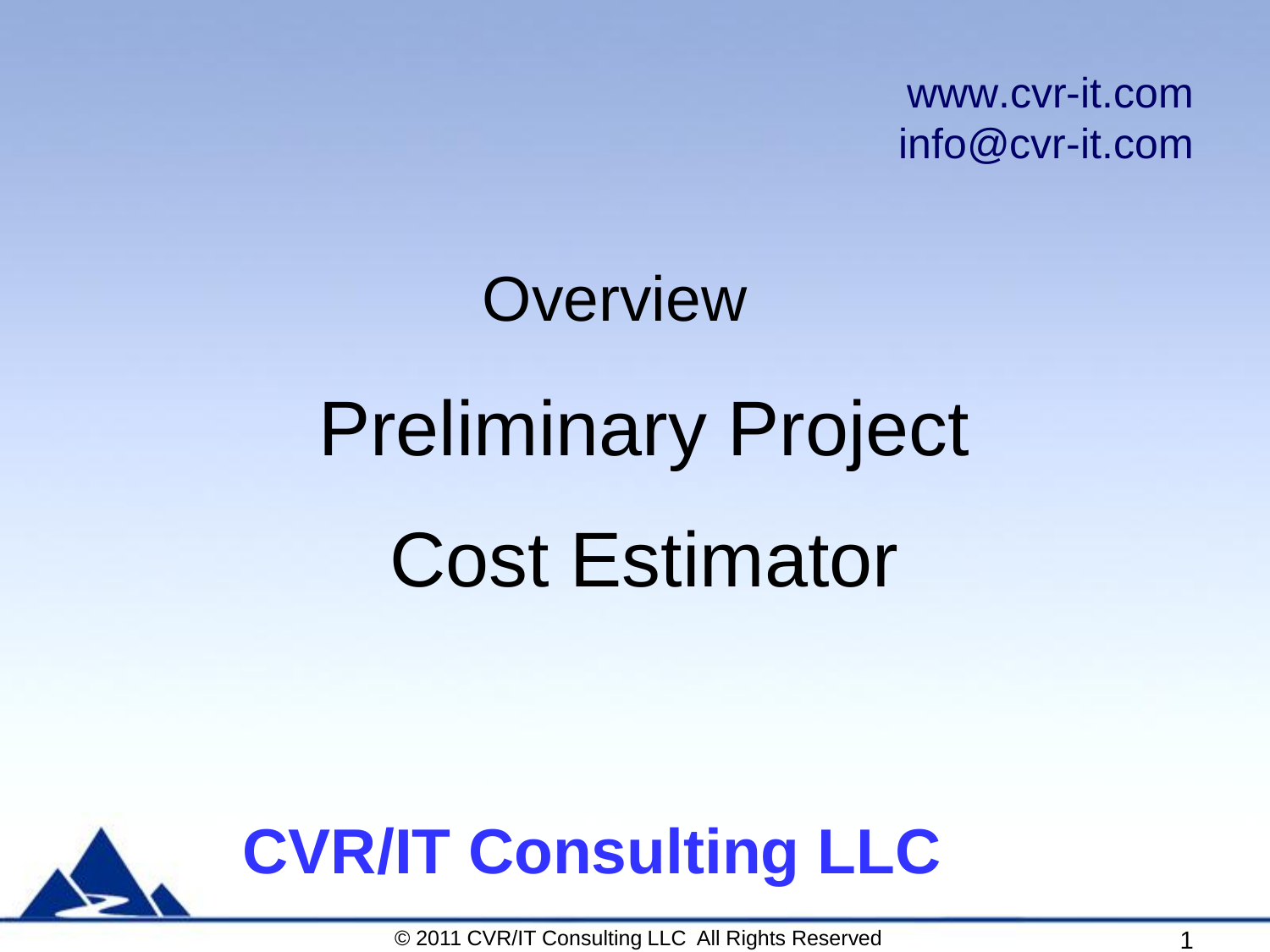www.cvr-it.com
info@cvr-it.com

# Overview

# Preliminary Project Cost Estimator

**CVR/IT Consulting LLC**

© 2011 CVR/IT Consulting LLC All Rights Reserved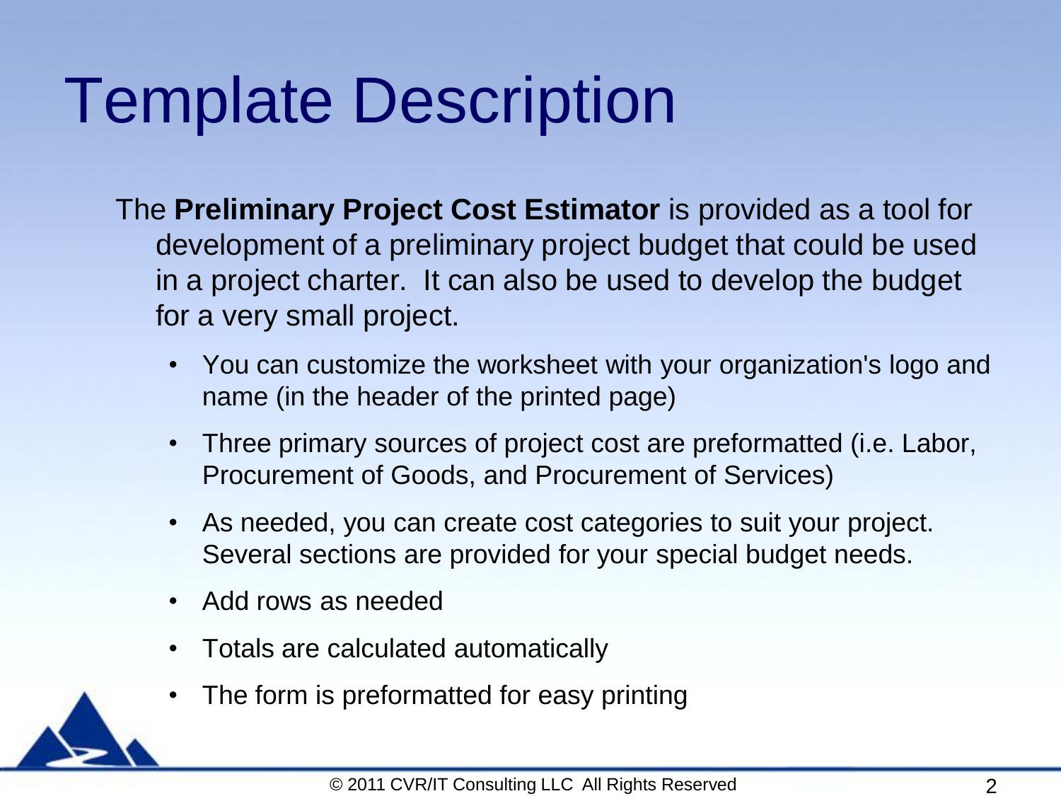# Template Description

The **Preliminary Project Cost Estimator** is provided as a tool for development of a preliminary project budget that could be used in a project charter. It can also be used to develop the budget for a very small project.

- You can customize the worksheet with your organization's logo and name (in the header of the printed page)
- Three primary sources of project cost are preformatted (i.e. Labor, Procurement of Goods, and Procurement of Services)
- As needed, you can create cost categories to suit your project. Several sections are provided for your special budget needs.
- Add rows as needed
- Totals are calculated automatically
- The form is preformatted for easy printing

© 2011 CVR/IT Consulting LLC All Rights Reserved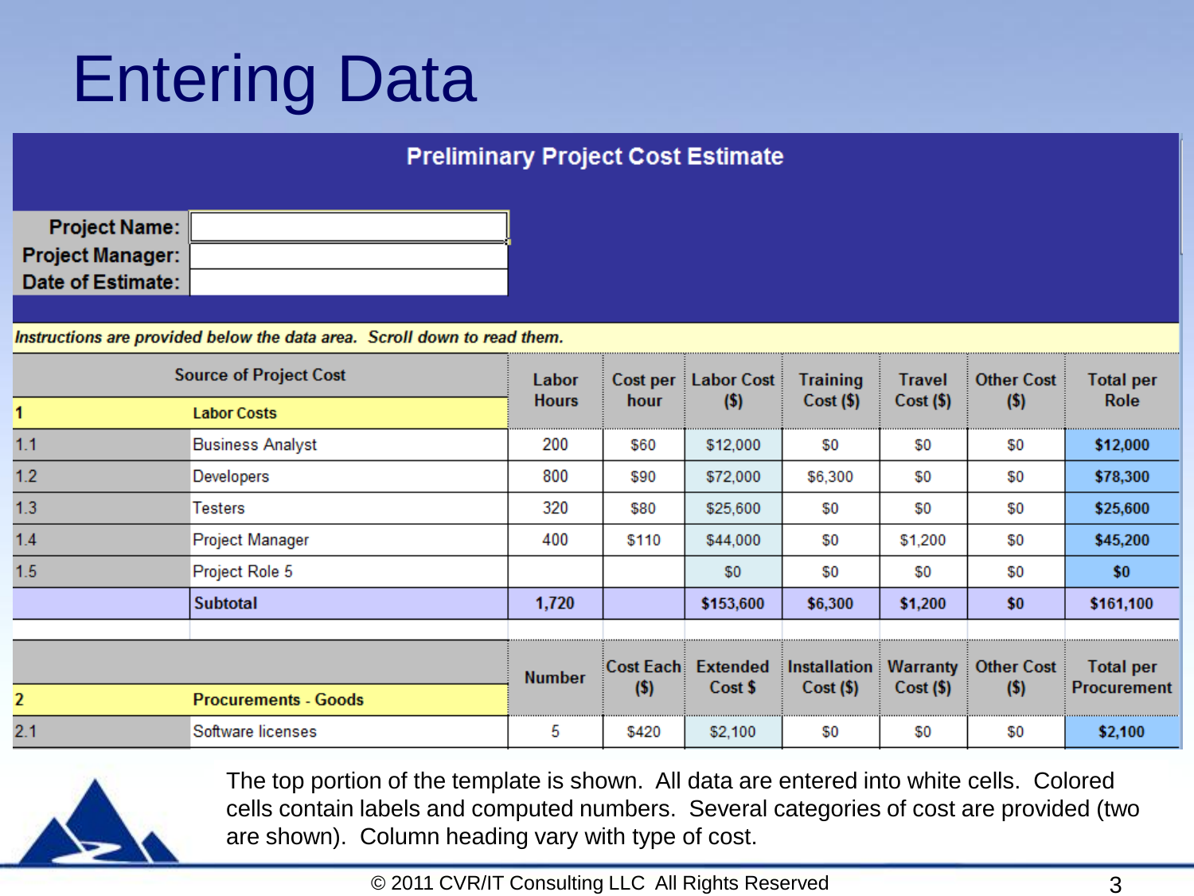# Entering Data

**Preliminary Project Cost Estimate**

| | |
|---|---|
| **Project Name:** | |
| **Project Manager:** | |
| **Date of Estimate:** | |

*Instructions are provided below the data area. Scroll down to read them.*

| Source of Project Cost | | Labor Hours | Cost per hour | Labor Cost ($) | Training Cost ($) | Travel Cost ($) | Other Cost ($) | Total per Role |
|---|---|---|---|---|---|---|---|---|
| **1** | **Labor Costs** | | | | | | | |
| 1.1 | Business Analyst | 200 | $60 | $12,000 | $0 | $0 | $0 | **$12,000** |
| 1.2 | Developers | 800 | $90 | $72,000 | $6,300 | $0 | $0 | **$78,300** |
| 1.3 | Testers | 320 | $80 | $25,600 | $0 | $0 | $0 | **$25,600** |
| 1.4 | Project Manager | 400 | $110 | $44,000 | $0 | $1,200 | $0 | **$45,200** |
| 1.5 | Project Role 5 | | | $0 | $0 | $0 | $0 | **$0** |
| | **Subtotal** | **1,720** | | **$153,600** | **$6,300** | **$1,200** | **$0** | **$161,100** |

| | | Number | Cost Each ($) | Extended Cost $ | Installation Cost ($) | Warranty Cost ($) | Other Cost ($) | Total per Procurement |
|---|---|---|---|---|---|---|---|---|
| **2** | **Procurements - Goods** | | | | | | | |
| 2.1 | Software licenses | 5 | $420 | $2,100 | $0 | $0 | $0 | **$2,100** |

The top portion of the template is shown. All data are entered into white cells. Colored cells contain labels and computed numbers. Several categories of cost are provided (two are shown). Column heading vary with type of cost.

© 2011 CVR/IT Consulting LLC All Rights Reserved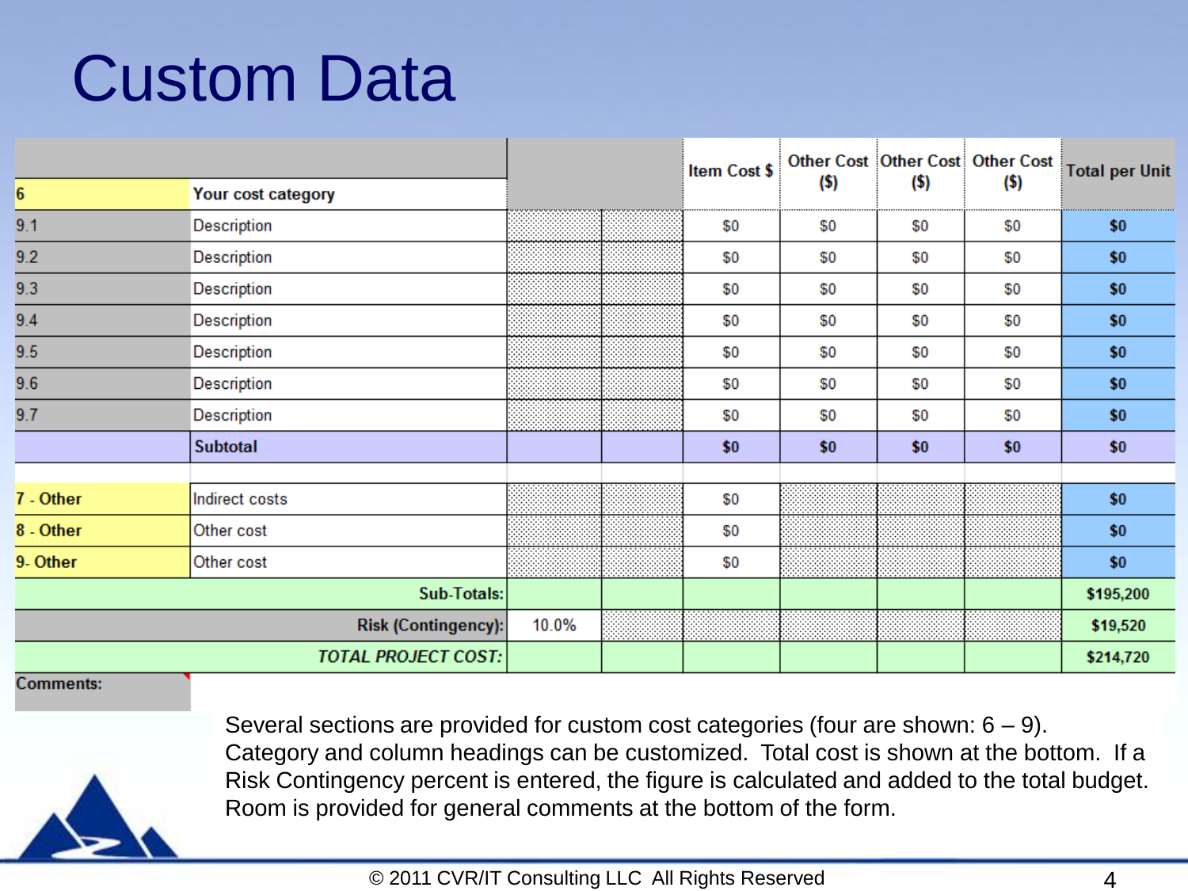# Custom Data

| | | | | Item Cost $ | Other Cost ($) | Other Cost ($) | Other Cost ($) | Total per Unit |
|---|---|---|---|---|---|---|---|---|
| 6 | Your cost category | | | | | | | |
| 9.1 | Description | | | $0 | $0 | $0 | $0 | $0 |
| 9.2 | Description | | | $0 | $0 | $0 | $0 | $0 |
| 9.3 | Description | | | $0 | $0 | $0 | $0 | $0 |
| 9.4 | Description | | | $0 | $0 | $0 | $0 | $0 |
| 9.5 | Description | | | $0 | $0 | $0 | $0 | $0 |
| 9.6 | Description | | | $0 | $0 | $0 | $0 | $0 |
| 9.7 | Description | | | $0 | $0 | $0 | $0 | $0 |
| | **Subtotal** | | | **$0** | **$0** | **$0** | **$0** | **$0** |
| | | | | | | | | |
| 7 - Other | Indirect costs | | | $0 | | | | $0 |
| 8 - Other | Other cost | | | $0 | | | | $0 |
| 9- Other | Other cost | | | $0 | | | | $0 |
| | **Sub-Totals:** | | | | | | | **$195,200** |
| | **Risk (Contingency):** | 10.0% | | | | | | **$19,520** |
| | ***TOTAL PROJECT COST:*** | | | | | | | **$214,720** |

**Comments:**

Several sections are provided for custom cost categories (four are shown: 6 – 9). Category and column headings can be customized. Total cost is shown at the bottom. If a Risk Contingency percent is entered, the figure is calculated and added to the total budget. Room is provided for general comments at the bottom of the form.

© 2011 CVR/IT Consulting LLC All Rights Reserved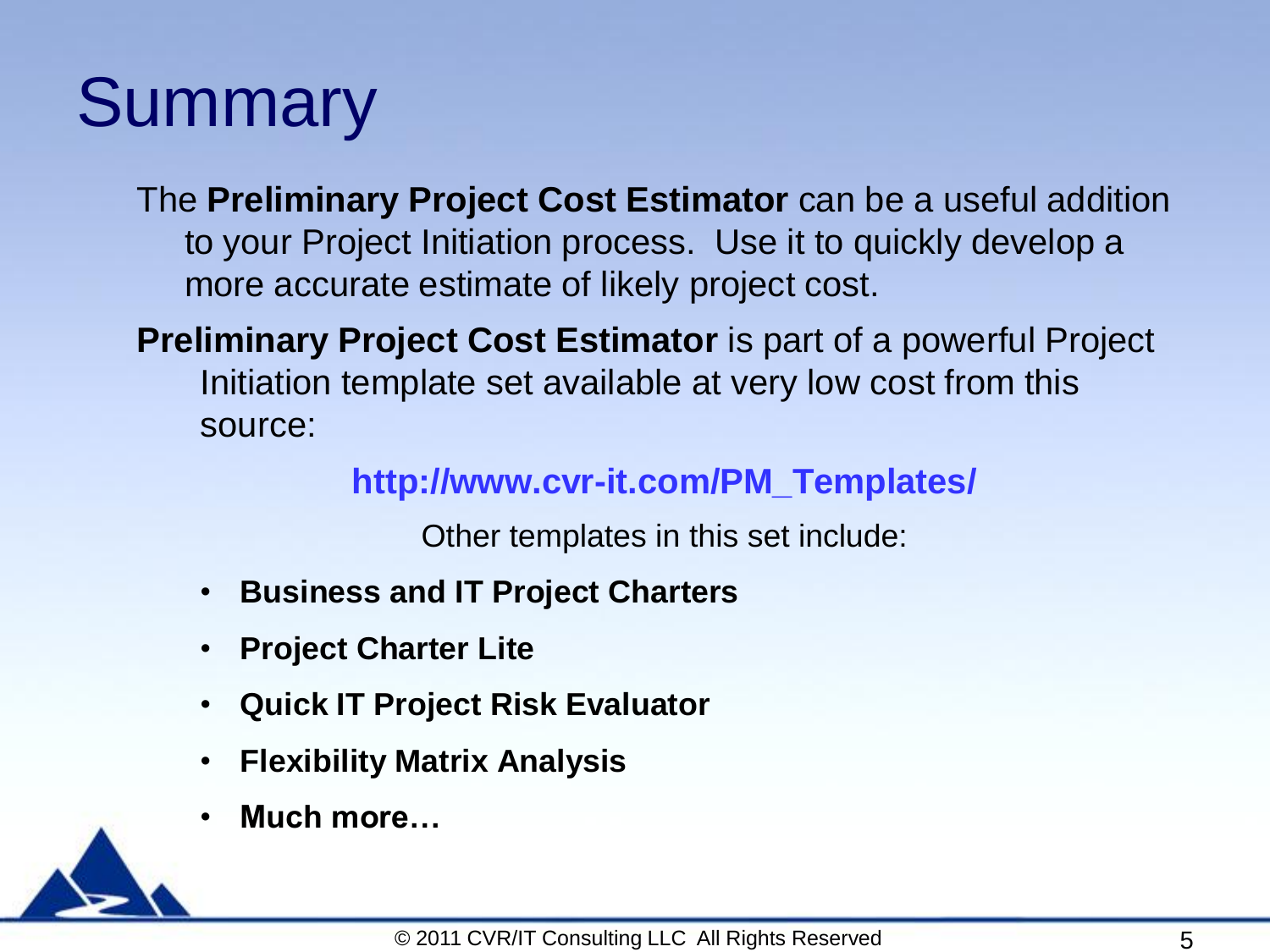# Summary

The **Preliminary Project Cost Estimator** can be a useful addition to your Project Initiation process. Use it to quickly develop a more accurate estimate of likely project cost.

**Preliminary Project Cost Estimator** is part of a powerful Project Initiation template set available at very low cost from this source:

**http://www.cvr-it.com/PM_Templates/**

Other templates in this set include:

- **Business and IT Project Charters**
- **Project Charter Lite**
- **Quick IT Project Risk Evaluator**
- **Flexibility Matrix Analysis**
- **Much more…**

© 2011 CVR/IT Consulting LLC All Rights Reserved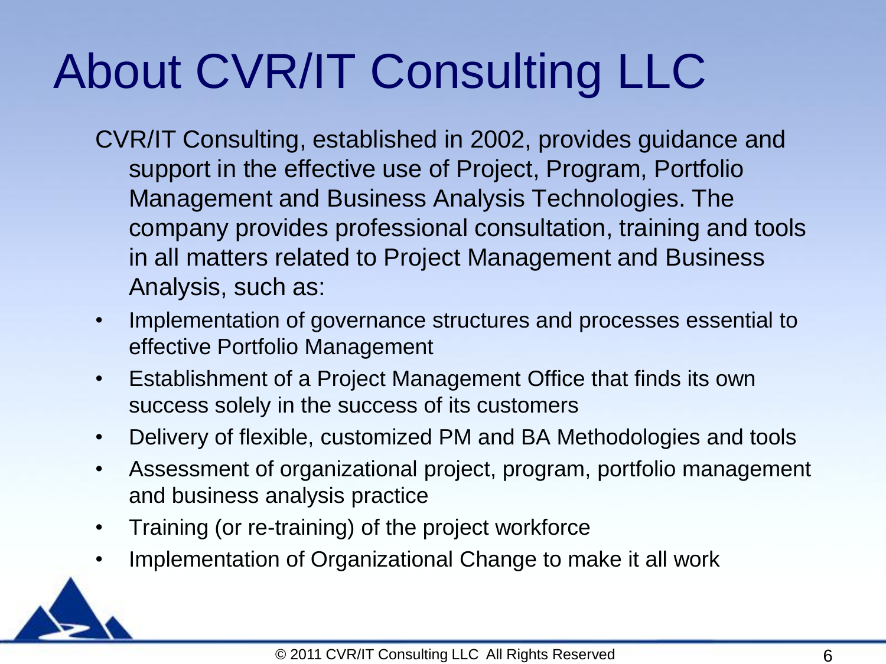# About CVR/IT Consulting LLC

CVR/IT Consulting, established in 2002, provides guidance and support in the effective use of Project, Program, Portfolio Management and Business Analysis Technologies. The company provides professional consultation, training and tools in all matters related to Project Management and Business Analysis, such as:

- Implementation of governance structures and processes essential to effective Portfolio Management
- Establishment of a Project Management Office that finds its own success solely in the success of its customers
- Delivery of flexible, customized PM and BA Methodologies and tools
- Assessment of organizational project, program, portfolio management and business analysis practice
- Training (or re-training) of the project workforce
- Implementation of Organizational Change to make it all work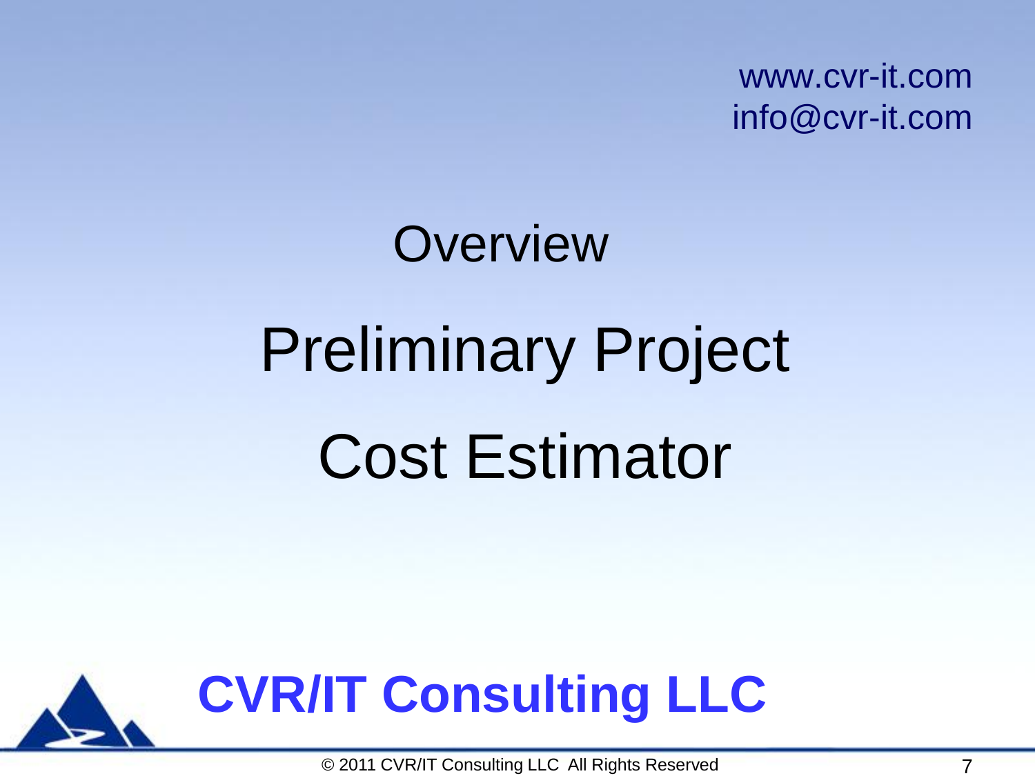www.cvr-it.com
info@cvr-it.com

# Overview

# Preliminary Project Cost Estimator

**CVR/IT Consulting LLC**

© 2011 CVR/IT Consulting LLC All Rights Reserved